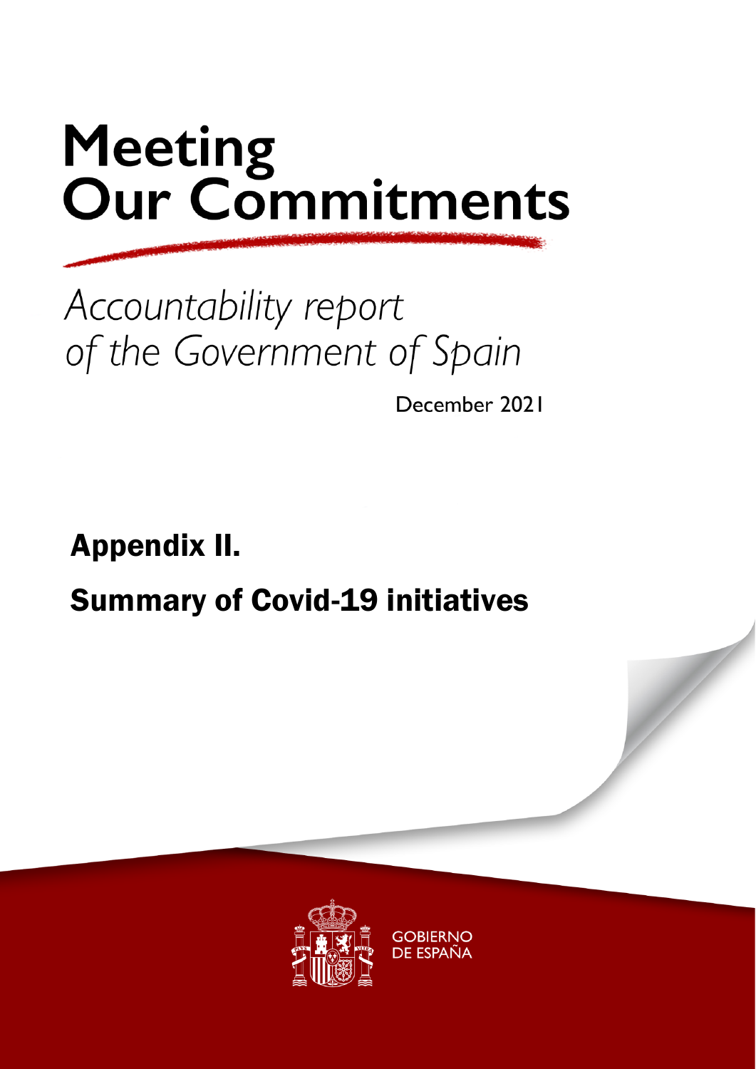# Meeting Our Commitments

*Accountability report of the Government of Spain*

December 2021

## Appendix II.

## Summary of Covid-19 initiatives

GOBIERNO DE ESPAÑA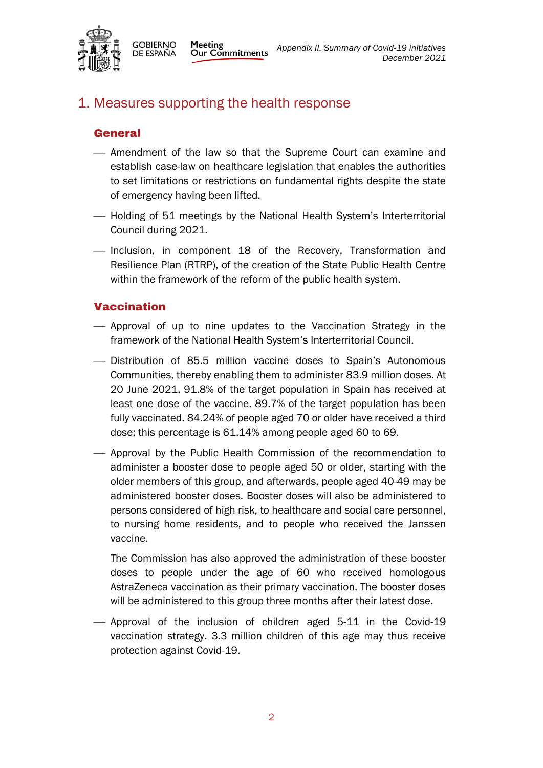# 1. Measures supporting the health response

## General

- Amendment of the law so that the Supreme Court can examine and establish case-law on healthcare legislation that enables the authorities to set limitations or restrictions on fundamental rights despite the state of emergency having been lifted.
- Holding of 51 meetings by the National Health System's Interterritorial Council during 2021.
- Inclusion, in component 18 of the Recovery, Transformation and Resilience Plan (RTRP), of the creation of the State Public Health Centre within the framework of the reform of the public health system.

## Vaccination

- Approval of up to nine updates to the Vaccination Strategy in the framework of the National Health System's Interterritorial Council.
- Distribution of 85.5 million vaccine doses to Spain's Autonomous Communities, thereby enabling them to administer 83.9 million doses. At 20 June 2021, 91.8% of the target population in Spain has received at least one dose of the vaccine. 89.7% of the target population has been fully vaccinated. 84.24% of people aged 70 or older have received a third dose; this percentage is 61.14% among people aged 60 to 69.
- Approval by the Public Health Commission of the recommendation to administer a booster dose to people aged 50 or older, starting with the older members of this group, and afterwards, people aged 40-49 may be administered booster doses. Booster doses will also be administered to persons considered of high risk, to healthcare and social care personnel, to nursing home residents, and to people who received the Janssen vaccine.

  The Commission has also approved the administration of these booster doses to people under the age of 60 who received homologous AstraZeneca vaccination as their primary vaccination. The booster doses will be administered to this group three months after their latest dose.
- Approval of the inclusion of children aged 5-11 in the Covid-19 vaccination strategy. 3.3 million children of this age may thus receive protection against Covid-19.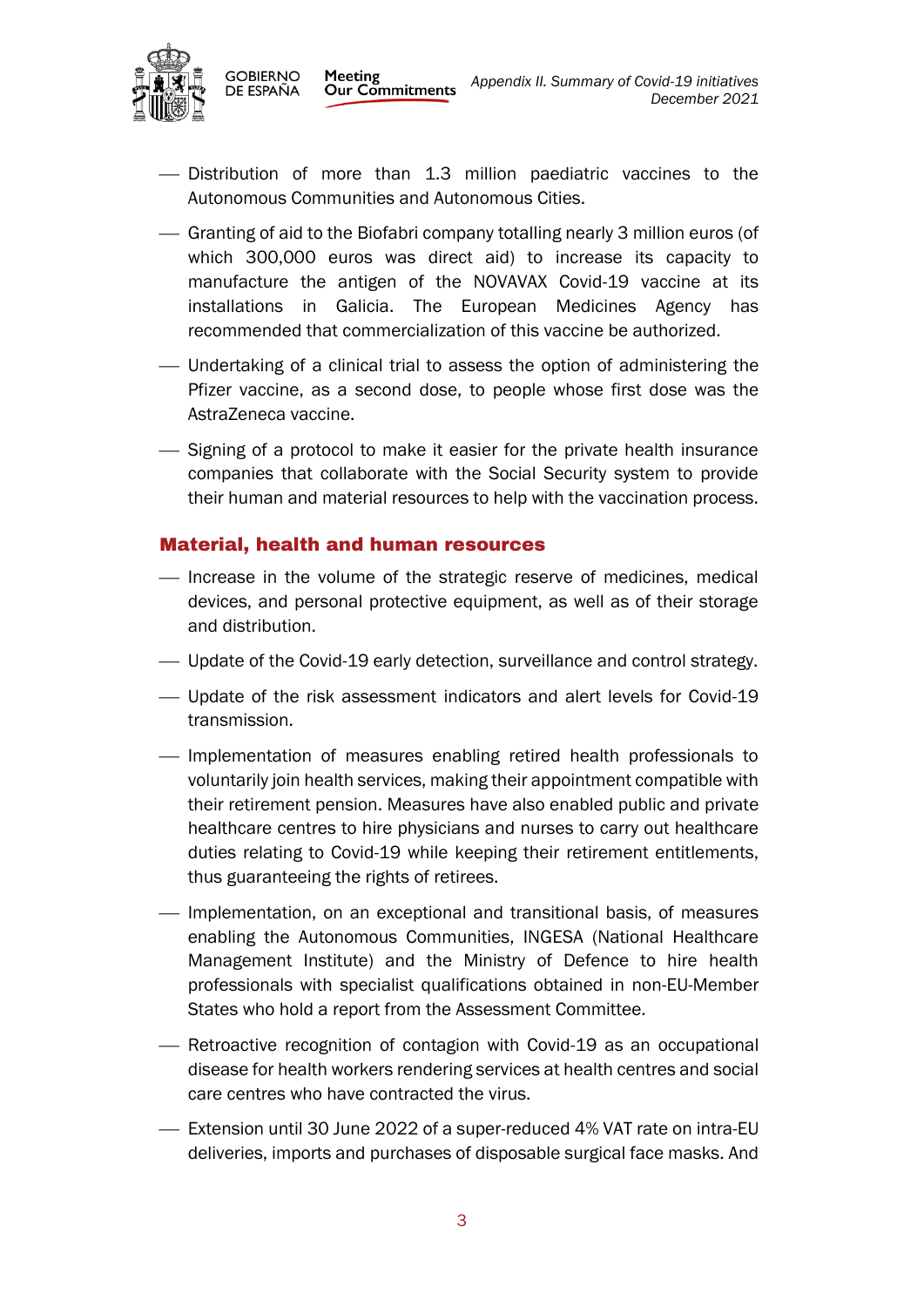- Distribution of more than 1.3 million paediatric vaccines to the Autonomous Communities and Autonomous Cities.
- Granting of aid to the Biofabri company totalling nearly 3 million euros (of which 300,000 euros was direct aid) to increase its capacity to manufacture the antigen of the NOVAVAX Covid-19 vaccine at its installations in Galicia. The European Medicines Agency has recommended that commercialization of this vaccine be authorized.
- Undertaking of a clinical trial to assess the option of administering the Pfizer vaccine, as a second dose, to people whose first dose was the AstraZeneca vaccine.
- Signing of a protocol to make it easier for the private health insurance companies that collaborate with the Social Security system to provide their human and material resources to help with the vaccination process.

## Material, health and human resources

- Increase in the volume of the strategic reserve of medicines, medical devices, and personal protective equipment, as well as of their storage and distribution.
- Update of the Covid-19 early detection, surveillance and control strategy.
- Update of the risk assessment indicators and alert levels for Covid-19 transmission.
- Implementation of measures enabling retired health professionals to voluntarily join health services, making their appointment compatible with their retirement pension. Measures have also enabled public and private healthcare centres to hire physicians and nurses to carry out healthcare duties relating to Covid-19 while keeping their retirement entitlements, thus guaranteeing the rights of retirees.
- Implementation, on an exceptional and transitional basis, of measures enabling the Autonomous Communities, INGESA (National Healthcare Management Institute) and the Ministry of Defence to hire health professionals with specialist qualifications obtained in non-EU-Member States who hold a report from the Assessment Committee.
- Retroactive recognition of contagion with Covid-19 as an occupational disease for health workers rendering services at health centres and social care centres who have contracted the virus.
- Extension until 30 June 2022 of a super-reduced 4% VAT rate on intra-EU deliveries, imports and purchases of disposable surgical face masks. And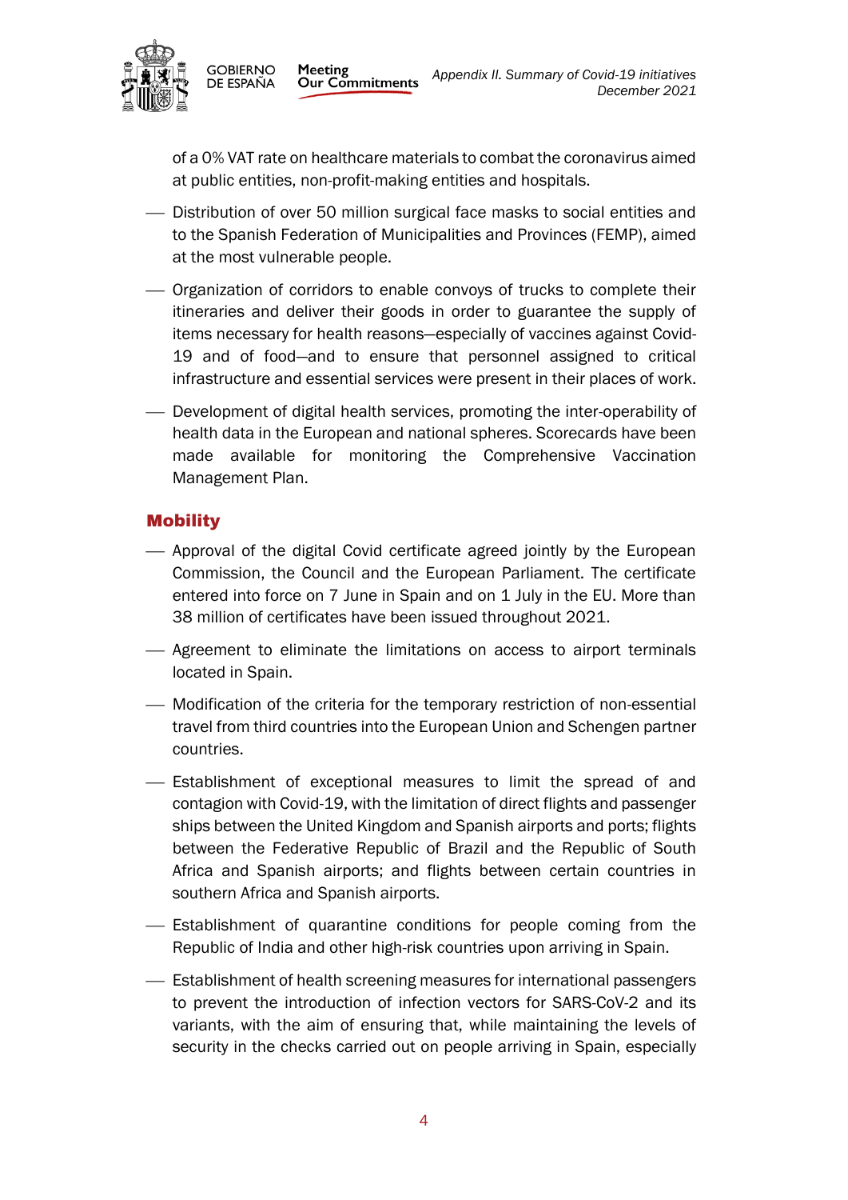of a 0% VAT rate on healthcare materials to combat the coronavirus aimed at public entities, non-profit-making entities and hospitals.

- Distribution of over 50 million surgical face masks to social entities and to the Spanish Federation of Municipalities and Provinces (FEMP), aimed at the most vulnerable people.
- Organization of corridors to enable convoys of trucks to complete their itineraries and deliver their goods in order to guarantee the supply of items necessary for health reasons—especially of vaccines against Covid-19 and of food—and to ensure that personnel assigned to critical infrastructure and essential services were present in their places of work.
- Development of digital health services, promoting the inter-operability of health data in the European and national spheres. Scorecards have been made available for monitoring the Comprehensive Vaccination Management Plan.

## Mobility

- Approval of the digital Covid certificate agreed jointly by the European Commission, the Council and the European Parliament. The certificate entered into force on 7 June in Spain and on 1 July in the EU. More than 38 million of certificates have been issued throughout 2021.
- Agreement to eliminate the limitations on access to airport terminals located in Spain.
- Modification of the criteria for the temporary restriction of non-essential travel from third countries into the European Union and Schengen partner countries.
- Establishment of exceptional measures to limit the spread of and contagion with Covid-19, with the limitation of direct flights and passenger ships between the United Kingdom and Spanish airports and ports; flights between the Federative Republic of Brazil and the Republic of South Africa and Spanish airports; and flights between certain countries in southern Africa and Spanish airports.
- Establishment of quarantine conditions for people coming from the Republic of India and other high-risk countries upon arriving in Spain.
- Establishment of health screening measures for international passengers to prevent the introduction of infection vectors for SARS-CoV-2 and its variants, with the aim of ensuring that, while maintaining the levels of security in the checks carried out on people arriving in Spain, especially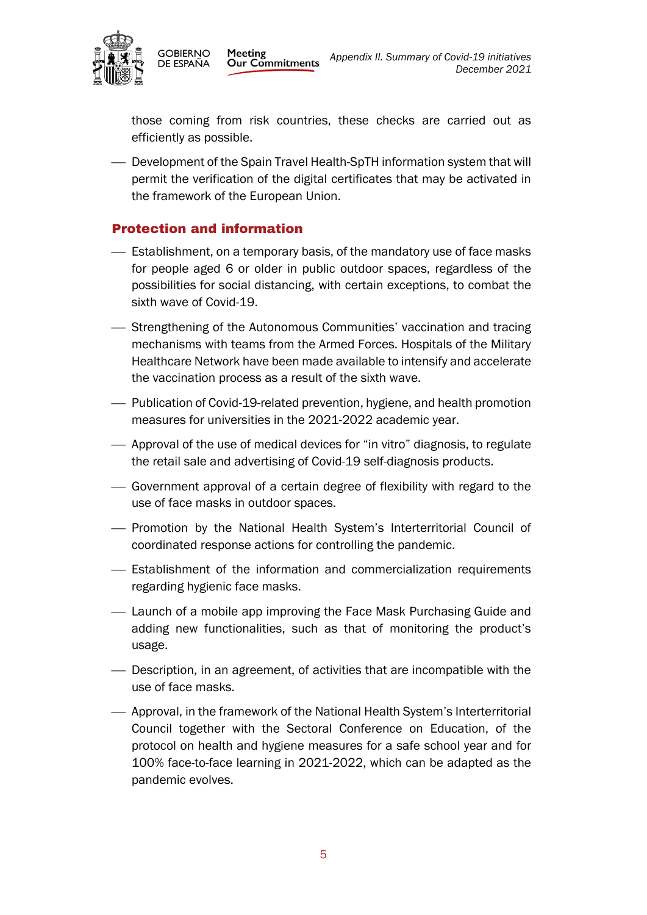those coming from risk countries, these checks are carried out as efficiently as possible.

- Development of the Spain Travel Health-SpTH information system that will permit the verification of the digital certificates that may be activated in the framework of the European Union.

## Protection and information

- Establishment, on a temporary basis, of the mandatory use of face masks for people aged 6 or older in public outdoor spaces, regardless of the possibilities for social distancing, with certain exceptions, to combat the sixth wave of Covid-19.
- Strengthening of the Autonomous Communities' vaccination and tracing mechanisms with teams from the Armed Forces. Hospitals of the Military Healthcare Network have been made available to intensify and accelerate the vaccination process as a result of the sixth wave.
- Publication of Covid-19-related prevention, hygiene, and health promotion measures for universities in the 2021-2022 academic year.
- Approval of the use of medical devices for "in vitro" diagnosis, to regulate the retail sale and advertising of Covid-19 self-diagnosis products.
- Government approval of a certain degree of flexibility with regard to the use of face masks in outdoor spaces.
- Promotion by the National Health System's Interterritorial Council of coordinated response actions for controlling the pandemic.
- Establishment of the information and commercialization requirements regarding hygienic face masks.
- Launch of a mobile app improving the Face Mask Purchasing Guide and adding new functionalities, such as that of monitoring the product's usage.
- Description, in an agreement, of activities that are incompatible with the use of face masks.
- Approval, in the framework of the National Health System's Interterritorial Council together with the Sectoral Conference on Education, of the protocol on health and hygiene measures for a safe school year and for 100% face-to-face learning in 2021-2022, which can be adapted as the pandemic evolves.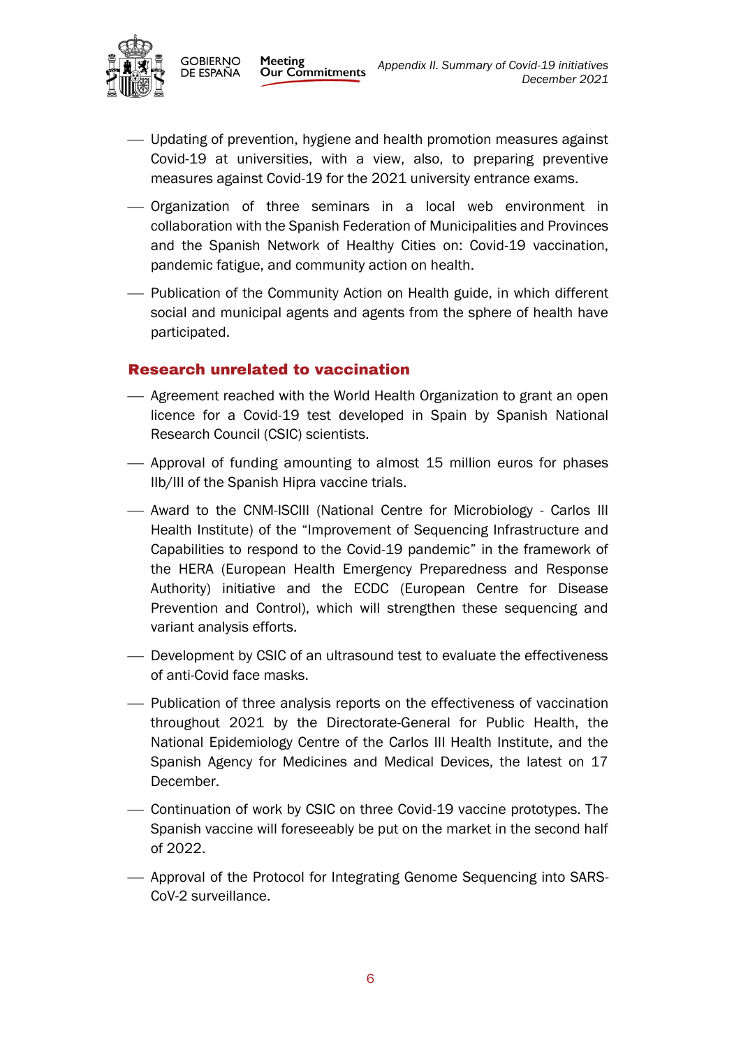- Updating of prevention, hygiene and health promotion measures against Covid-19 at universities, with a view, also, to preparing preventive measures against Covid-19 for the 2021 university entrance exams.
- Organization of three seminars in a local web environment in collaboration with the Spanish Federation of Municipalities and Provinces and the Spanish Network of Healthy Cities on: Covid-19 vaccination, pandemic fatigue, and community action on health.
- Publication of the Community Action on Health guide, in which different social and municipal agents and agents from the sphere of health have participated.

## Research unrelated to vaccination

- Agreement reached with the World Health Organization to grant an open licence for a Covid-19 test developed in Spain by Spanish National Research Council (CSIC) scientists.
- Approval of funding amounting to almost 15 million euros for phases IIb/III of the Spanish Hipra vaccine trials.
- Award to the CNM-ISCIII (National Centre for Microbiology - Carlos III Health Institute) of the "Improvement of Sequencing Infrastructure and Capabilities to respond to the Covid-19 pandemic" in the framework of the HERA (European Health Emergency Preparedness and Response Authority) initiative and the ECDC (European Centre for Disease Prevention and Control), which will strengthen these sequencing and variant analysis efforts.
- Development by CSIC of an ultrasound test to evaluate the effectiveness of anti-Covid face masks.
- Publication of three analysis reports on the effectiveness of vaccination throughout 2021 by the Directorate-General for Public Health, the National Epidemiology Centre of the Carlos III Health Institute, and the Spanish Agency for Medicines and Medical Devices, the latest on 17 December.
- Continuation of work by CSIC on three Covid-19 vaccine prototypes. The Spanish vaccine will foreseeably be put on the market in the second half of 2022.
- Approval of the Protocol for Integrating Genome Sequencing into SARS-CoV-2 surveillance.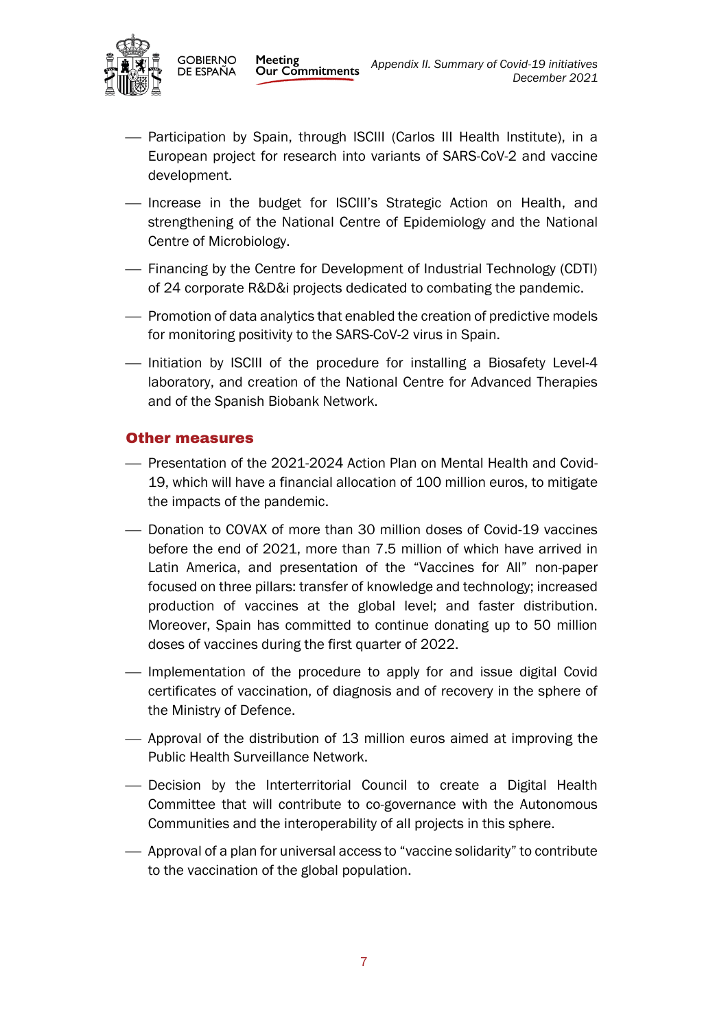- Participation by Spain, through ISCIII (Carlos III Health Institute), in a European project for research into variants of SARS-CoV-2 and vaccine development.
- Increase in the budget for ISCIII's Strategic Action on Health, and strengthening of the National Centre of Epidemiology and the National Centre of Microbiology.
- Financing by the Centre for Development of Industrial Technology (CDTI) of 24 corporate R&D&i projects dedicated to combating the pandemic.
- Promotion of data analytics that enabled the creation of predictive models for monitoring positivity to the SARS-CoV-2 virus in Spain.
- Initiation by ISCIII of the procedure for installing a Biosafety Level-4 laboratory, and creation of the National Centre for Advanced Therapies and of the Spanish Biobank Network.

## Other measures

- Presentation of the 2021-2024 Action Plan on Mental Health and Covid-19, which will have a financial allocation of 100 million euros, to mitigate the impacts of the pandemic.
- Donation to COVAX of more than 30 million doses of Covid-19 vaccines before the end of 2021, more than 7.5 million of which have arrived in Latin America, and presentation of the "Vaccines for All" non-paper focused on three pillars: transfer of knowledge and technology; increased production of vaccines at the global level; and faster distribution. Moreover, Spain has committed to continue donating up to 50 million doses of vaccines during the first quarter of 2022.
- Implementation of the procedure to apply for and issue digital Covid certificates of vaccination, of diagnosis and of recovery in the sphere of the Ministry of Defence.
- Approval of the distribution of 13 million euros aimed at improving the Public Health Surveillance Network.
- Decision by the Interterritorial Council to create a Digital Health Committee that will contribute to co-governance with the Autonomous Communities and the interoperability of all projects in this sphere.
- Approval of a plan for universal access to "vaccine solidarity" to contribute to the vaccination of the global population.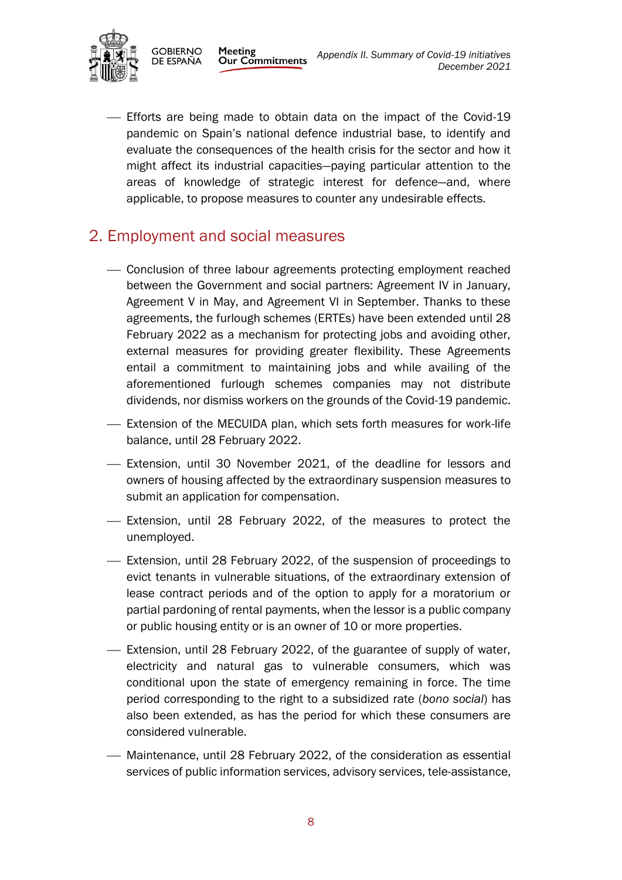- Efforts are being made to obtain data on the impact of the Covid-19 pandemic on Spain's national defence industrial base, to identify and evaluate the consequences of the health crisis for the sector and how it might affect its industrial capacities—paying particular attention to the areas of knowledge of strategic interest for defence—and, where applicable, to propose measures to counter any undesirable effects.

## 2. Employment and social measures

- Conclusion of three labour agreements protecting employment reached between the Government and social partners: Agreement IV in January, Agreement V in May, and Agreement VI in September. Thanks to these agreements, the furlough schemes (ERTEs) have been extended until 28 February 2022 as a mechanism for protecting jobs and avoiding other, external measures for providing greater flexibility. These Agreements entail a commitment to maintaining jobs and while availing of the aforementioned furlough schemes companies may not distribute dividends, nor dismiss workers on the grounds of the Covid-19 pandemic.
- Extension of the MECUIDA plan, which sets forth measures for work-life balance, until 28 February 2022.
- Extension, until 30 November 2021, of the deadline for lessors and owners of housing affected by the extraordinary suspension measures to submit an application for compensation.
- Extension, until 28 February 2022, of the measures to protect the unemployed.
- Extension, until 28 February 2022, of the suspension of proceedings to evict tenants in vulnerable situations, of the extraordinary extension of lease contract periods and of the option to apply for a moratorium or partial pardoning of rental payments, when the lessor is a public company or public housing entity or is an owner of 10 or more properties.
- Extension, until 28 February 2022, of the guarantee of supply of water, electricity and natural gas to vulnerable consumers, which was conditional upon the state of emergency remaining in force. The time period corresponding to the right to a subsidized rate (*bono social*) has also been extended, as has the period for which these consumers are considered vulnerable.
- Maintenance, until 28 February 2022, of the consideration as essential services of public information services, advisory services, tele-assistance,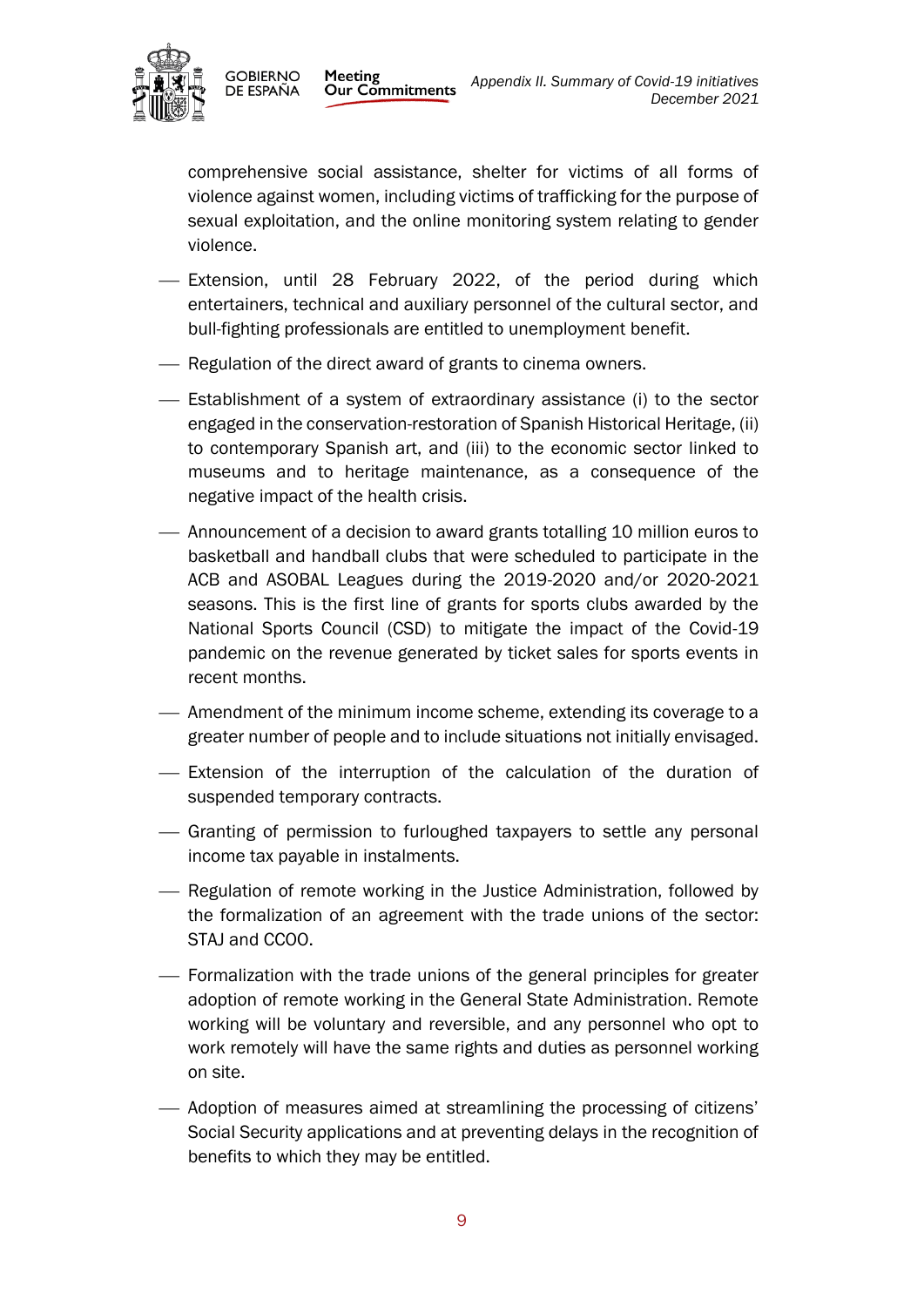comprehensive social assistance, shelter for victims of all forms of violence against women, including victims of trafficking for the purpose of sexual exploitation, and the online monitoring system relating to gender violence.

- Extension, until 28 February 2022, of the period during which entertainers, technical and auxiliary personnel of the cultural sector, and bull-fighting professionals are entitled to unemployment benefit.
- Regulation of the direct award of grants to cinema owners.
- Establishment of a system of extraordinary assistance (i) to the sector engaged in the conservation-restoration of Spanish Historical Heritage, (ii) to contemporary Spanish art, and (iii) to the economic sector linked to museums and to heritage maintenance, as a consequence of the negative impact of the health crisis.
- Announcement of a decision to award grants totalling 10 million euros to basketball and handball clubs that were scheduled to participate in the ACB and ASOBAL Leagues during the 2019-2020 and/or 2020-2021 seasons. This is the first line of grants for sports clubs awarded by the National Sports Council (CSD) to mitigate the impact of the Covid-19 pandemic on the revenue generated by ticket sales for sports events in recent months.
- Amendment of the minimum income scheme, extending its coverage to a greater number of people and to include situations not initially envisaged.
- Extension of the interruption of the calculation of the duration of suspended temporary contracts.
- Granting of permission to furloughed taxpayers to settle any personal income tax payable in instalments.
- Regulation of remote working in the Justice Administration, followed by the formalization of an agreement with the trade unions of the sector: STAJ and CCOO.
- Formalization with the trade unions of the general principles for greater adoption of remote working in the General State Administration. Remote working will be voluntary and reversible, and any personnel who opt to work remotely will have the same rights and duties as personnel working on site.
- Adoption of measures aimed at streamlining the processing of citizens' Social Security applications and at preventing delays in the recognition of benefits to which they may be entitled.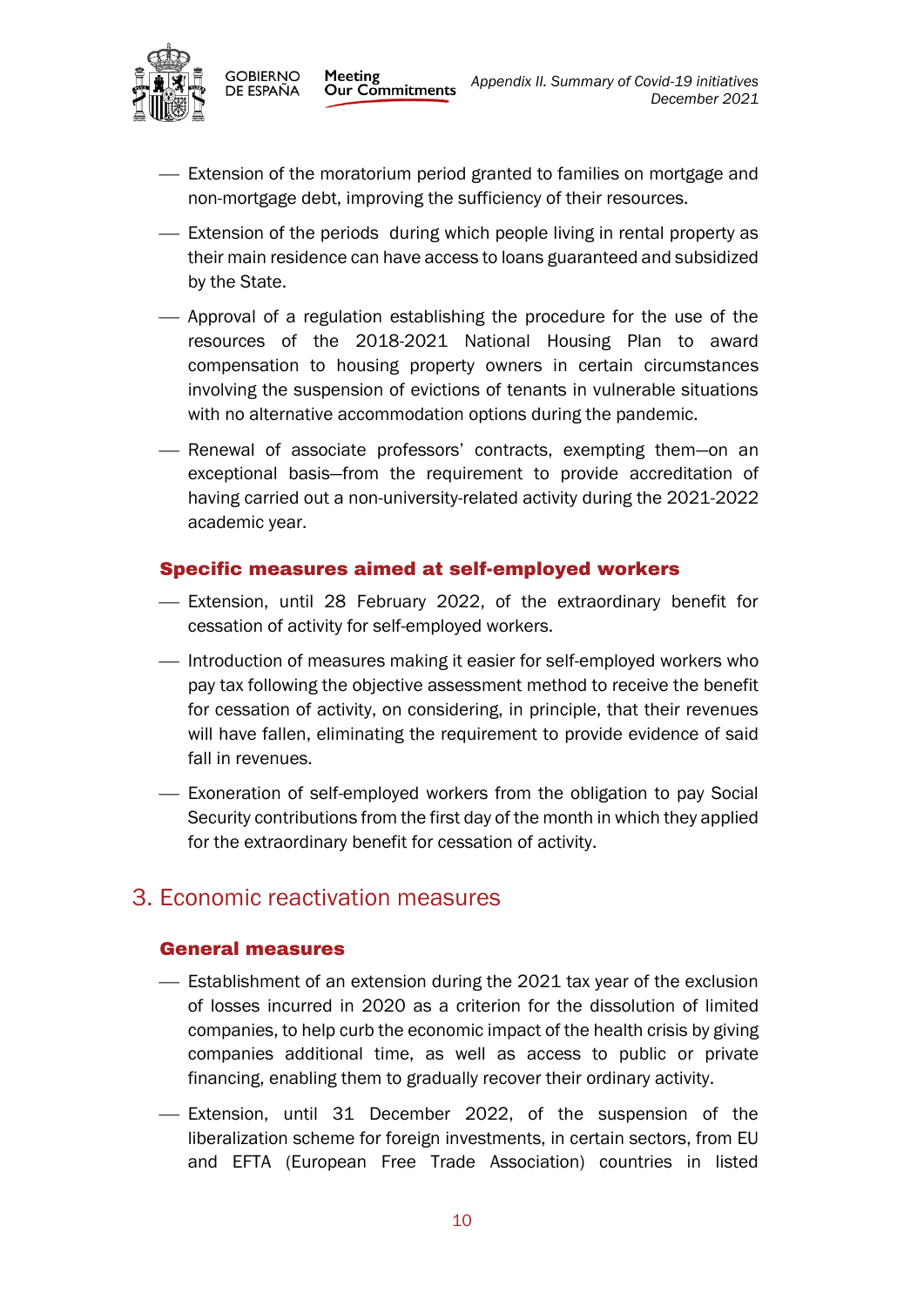- Extension of the moratorium period granted to families on mortgage and non-mortgage debt, improving the sufficiency of their resources.
- Extension of the periods during which people living in rental property as their main residence can have access to loans guaranteed and subsidized by the State.
- Approval of a regulation establishing the procedure for the use of the resources of the 2018-2021 National Housing Plan to award compensation to housing property owners in certain circumstances involving the suspension of evictions of tenants in vulnerable situations with no alternative accommodation options during the pandemic.
- Renewal of associate professors' contracts, exempting them—on an exceptional basis—from the requirement to provide accreditation of having carried out a non-university-related activity during the 2021-2022 academic year.

### Specific measures aimed at self-employed workers

- Extension, until 28 February 2022, of the extraordinary benefit for cessation of activity for self-employed workers.
- Introduction of measures making it easier for self-employed workers who pay tax following the objective assessment method to receive the benefit for cessation of activity, on considering, in principle, that their revenues will have fallen, eliminating the requirement to provide evidence of said fall in revenues.
- Exoneration of self-employed workers from the obligation to pay Social Security contributions from the first day of the month in which they applied for the extraordinary benefit for cessation of activity.

## 3. Economic reactivation measures

### General measures

- Establishment of an extension during the 2021 tax year of the exclusion of losses incurred in 2020 as a criterion for the dissolution of limited companies, to help curb the economic impact of the health crisis by giving companies additional time, as well as access to public or private financing, enabling them to gradually recover their ordinary activity.
- Extension, until 31 December 2022, of the suspension of the liberalization scheme for foreign investments, in certain sectors, from EU and EFTA (European Free Trade Association) countries in listed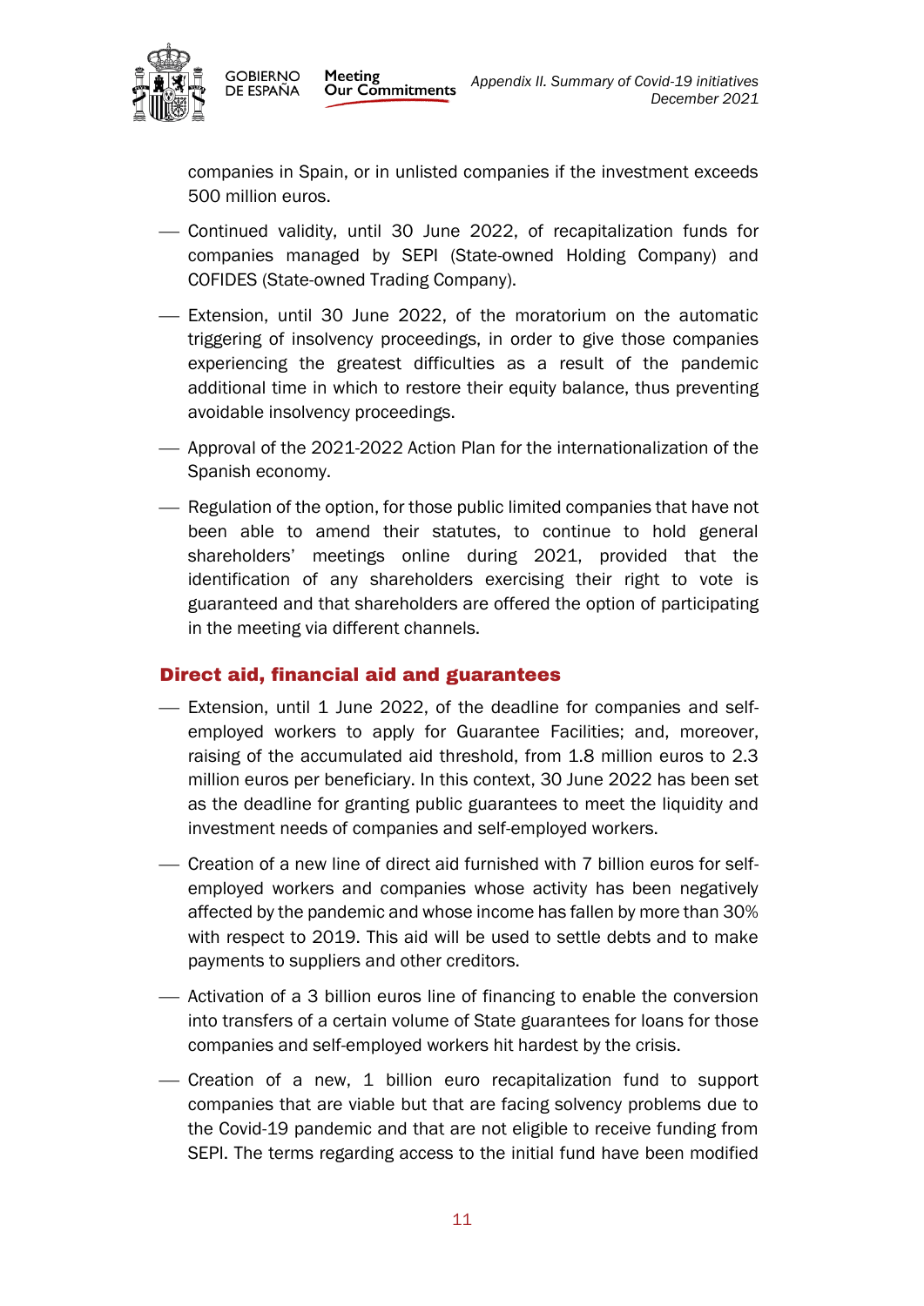companies in Spain, or in unlisted companies if the investment exceeds 500 million euros.

- Continued validity, until 30 June 2022, of recapitalization funds for companies managed by SEPI (State-owned Holding Company) and COFIDES (State-owned Trading Company).
- Extension, until 30 June 2022, of the moratorium on the automatic triggering of insolvency proceedings, in order to give those companies experiencing the greatest difficulties as a result of the pandemic additional time in which to restore their equity balance, thus preventing avoidable insolvency proceedings.
- Approval of the 2021-2022 Action Plan for the internationalization of the Spanish economy.
- Regulation of the option, for those public limited companies that have not been able to amend their statutes, to continue to hold general shareholders' meetings online during 2021, provided that the identification of any shareholders exercising their right to vote is guaranteed and that shareholders are offered the option of participating in the meeting via different channels.

## Direct aid, financial aid and guarantees

- Extension, until 1 June 2022, of the deadline for companies and self-employed workers to apply for Guarantee Facilities; and, moreover, raising of the accumulated aid threshold, from 1.8 million euros to 2.3 million euros per beneficiary. In this context, 30 June 2022 has been set as the deadline for granting public guarantees to meet the liquidity and investment needs of companies and self-employed workers.
- Creation of a new line of direct aid furnished with 7 billion euros for self-employed workers and companies whose activity has been negatively affected by the pandemic and whose income has fallen by more than 30% with respect to 2019. This aid will be used to settle debts and to make payments to suppliers and other creditors.
- Activation of a 3 billion euros line of financing to enable the conversion into transfers of a certain volume of State guarantees for loans for those companies and self-employed workers hit hardest by the crisis.
- Creation of a new, 1 billion euro recapitalization fund to support companies that are viable but that are facing solvency problems due to the Covid-19 pandemic and that are not eligible to receive funding from SEPI. The terms regarding access to the initial fund have been modified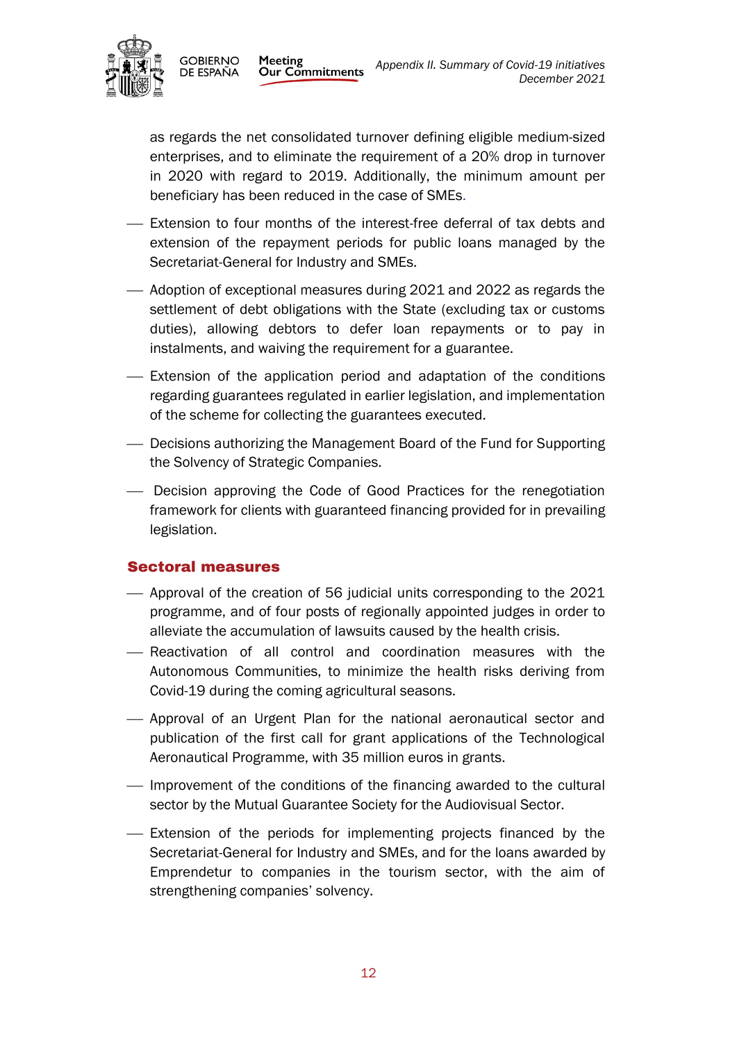as regards the net consolidated turnover defining eligible medium-sized enterprises, and to eliminate the requirement of a 20% drop in turnover in 2020 with regard to 2019. Additionally, the minimum amount per beneficiary has been reduced in the case of SMEs.

- Extension to four months of the interest-free deferral of tax debts and extension of the repayment periods for public loans managed by the Secretariat-General for Industry and SMEs.
- Adoption of exceptional measures during 2021 and 2022 as regards the settlement of debt obligations with the State (excluding tax or customs duties), allowing debtors to defer loan repayments or to pay in instalments, and waiving the requirement for a guarantee.
- Extension of the application period and adaptation of the conditions regarding guarantees regulated in earlier legislation, and implementation of the scheme for collecting the guarantees executed.
- Decisions authorizing the Management Board of the Fund for Supporting the Solvency of Strategic Companies.
- Decision approving the Code of Good Practices for the renegotiation framework for clients with guaranteed financing provided for in prevailing legislation.

## Sectoral measures

- Approval of the creation of 56 judicial units corresponding to the 2021 programme, and of four posts of regionally appointed judges in order to alleviate the accumulation of lawsuits caused by the health crisis.
- Reactivation of all control and coordination measures with the Autonomous Communities, to minimize the health risks deriving from Covid-19 during the coming agricultural seasons.
- Approval of an Urgent Plan for the national aeronautical sector and publication of the first call for grant applications of the Technological Aeronautical Programme, with 35 million euros in grants.
- Improvement of the conditions of the financing awarded to the cultural sector by the Mutual Guarantee Society for the Audiovisual Sector.
- Extension of the periods for implementing projects financed by the Secretariat-General for Industry and SMEs, and for the loans awarded by Emprendetur to companies in the tourism sector, with the aim of strengthening companies' solvency.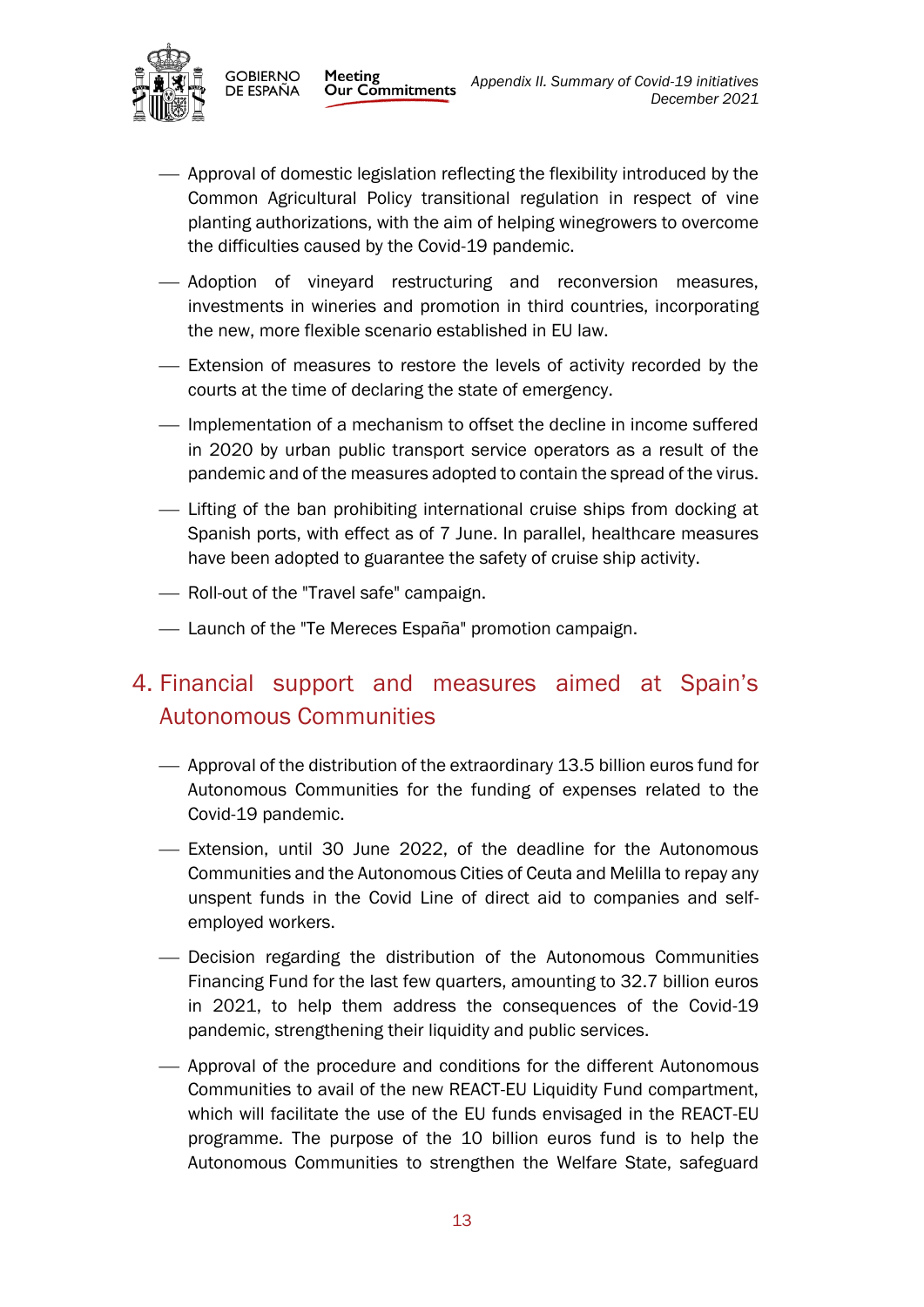- Approval of domestic legislation reflecting the flexibility introduced by the Common Agricultural Policy transitional regulation in respect of vine planting authorizations, with the aim of helping winegrowers to overcome the difficulties caused by the Covid-19 pandemic.
- Adoption of vineyard restructuring and reconversion measures, investments in wineries and promotion in third countries, incorporating the new, more flexible scenario established in EU law.
- Extension of measures to restore the levels of activity recorded by the courts at the time of declaring the state of emergency.
- Implementation of a mechanism to offset the decline in income suffered in 2020 by urban public transport service operators as a result of the pandemic and of the measures adopted to contain the spread of the virus.
- Lifting of the ban prohibiting international cruise ships from docking at Spanish ports, with effect as of 7 June. In parallel, healthcare measures have been adopted to guarantee the safety of cruise ship activity.
- Roll-out of the "Travel safe" campaign.
- Launch of the "Te Mereces España" promotion campaign.

## 4. Financial support and measures aimed at Spain's Autonomous Communities

- Approval of the distribution of the extraordinary 13.5 billion euros fund for Autonomous Communities for the funding of expenses related to the Covid-19 pandemic.
- Extension, until 30 June 2022, of the deadline for the Autonomous Communities and the Autonomous Cities of Ceuta and Melilla to repay any unspent funds in the Covid Line of direct aid to companies and self-employed workers.
- Decision regarding the distribution of the Autonomous Communities Financing Fund for the last few quarters, amounting to 32.7 billion euros in 2021, to help them address the consequences of the Covid-19 pandemic, strengthening their liquidity and public services.
- Approval of the procedure and conditions for the different Autonomous Communities to avail of the new REACT-EU Liquidity Fund compartment, which will facilitate the use of the EU funds envisaged in the REACT-EU programme. The purpose of the 10 billion euros fund is to help the Autonomous Communities to strengthen the Welfare State, safeguard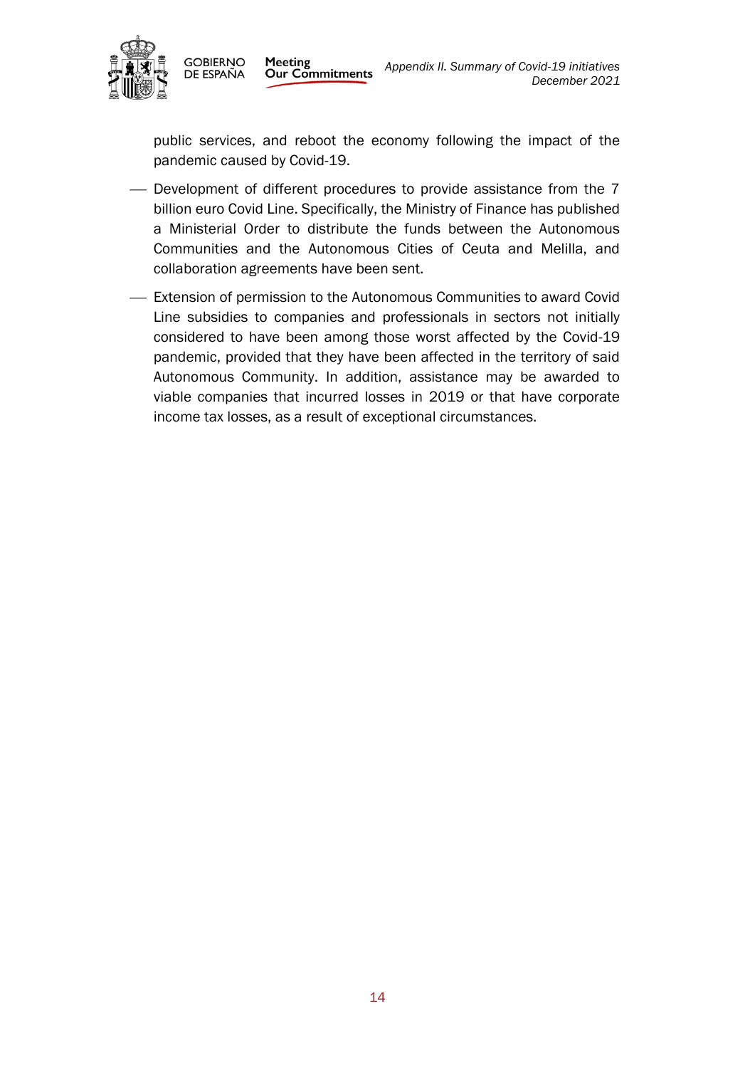public services, and reboot the economy following the impact of the pandemic caused by Covid-19.

- Development of different procedures to provide assistance from the 7 billion euro Covid Line. Specifically, the Ministry of Finance has published a Ministerial Order to distribute the funds between the Autonomous Communities and the Autonomous Cities of Ceuta and Melilla, and collaboration agreements have been sent.
- Extension of permission to the Autonomous Communities to award Covid Line subsidies to companies and professionals in sectors not initially considered to have been among those worst affected by the Covid-19 pandemic, provided that they have been affected in the territory of said Autonomous Community. In addition, assistance may be awarded to viable companies that incurred losses in 2019 or that have corporate income tax losses, as a result of exceptional circumstances.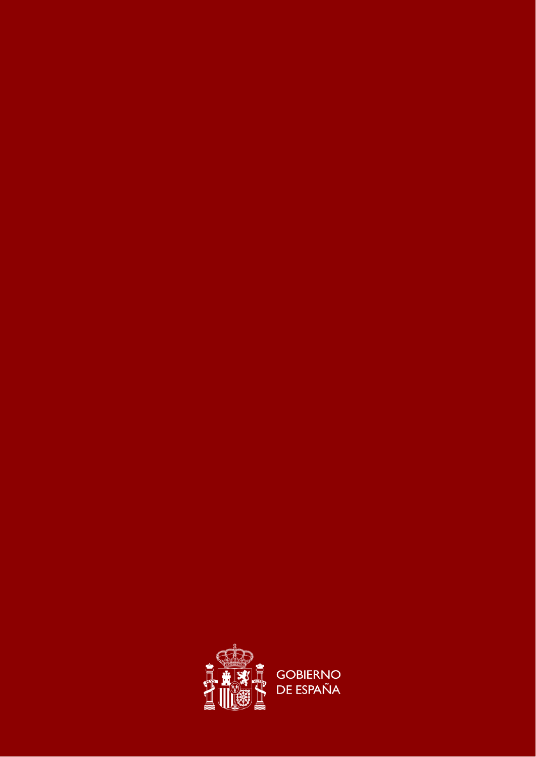GOBIERNO
DE ESPAÑA